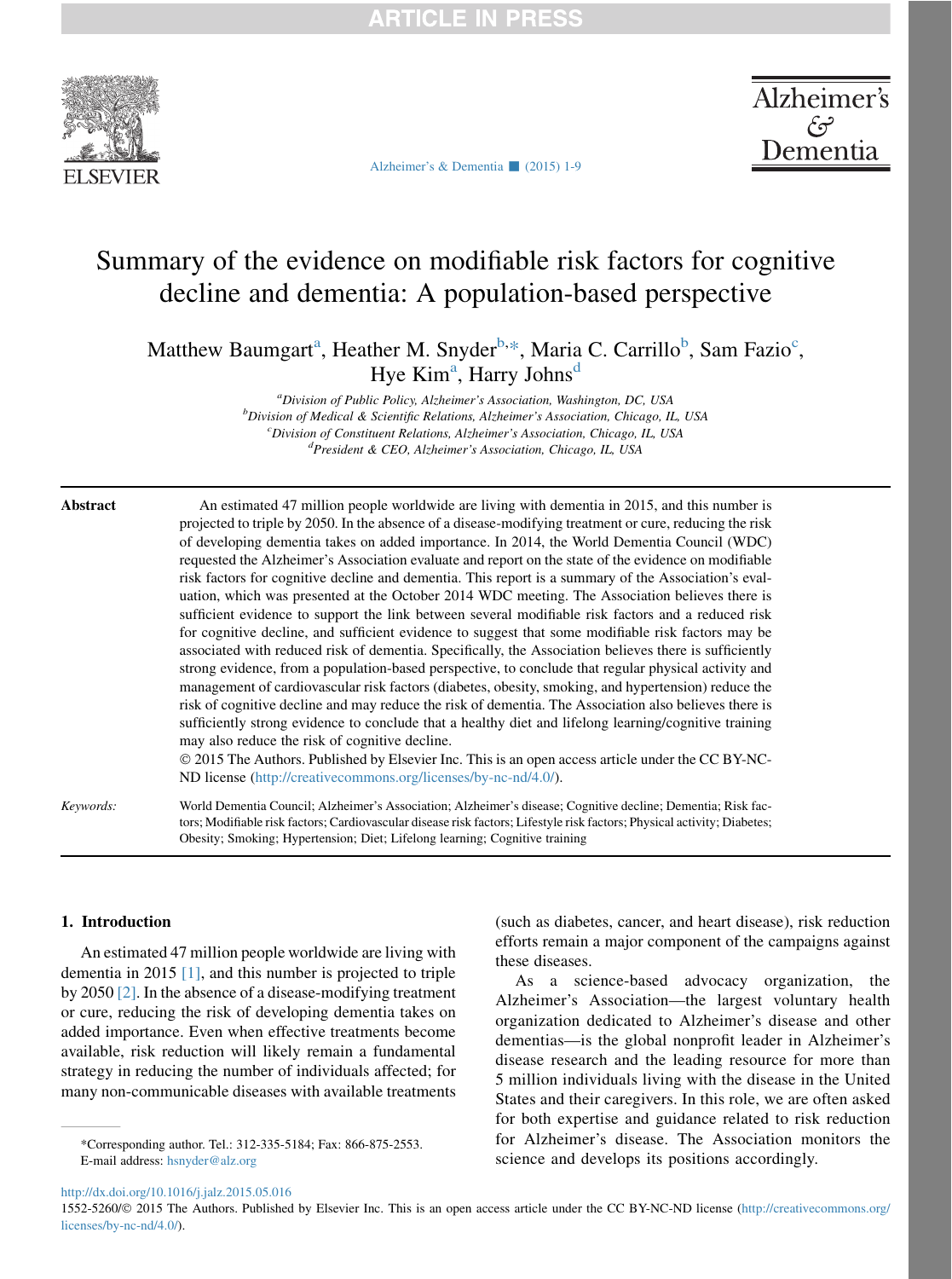# Summary of the evidence on modifiable risk factors for cognitive decline and dementia: A population-based perspective

Matthew Baumgart[a], Heather M. Snyder[b,*], Maria C. Carrillo[b], Sam Fazio[c], Hye Kim[a], Harry Johns[d]

[a]Division of Public Policy, Alzheimer's Association, Washington, DC, USA
[b]Division of Medical & Scientific Relations, Alzheimer's Association, Chicago, IL, USA
[c]Division of Constituent Relations, Alzheimer's Association, Chicago, IL, USA
[d]President & CEO, Alzheimer's Association, Chicago, IL, USA

**Abstract**

An estimated 47 million people worldwide are living with dementia in 2015, and this number is projected to triple by 2050. In the absence of a disease-modifying treatment or cure, reducing the risk of developing dementia takes on added importance. In 2014, the World Dementia Council (WDC) requested the Alzheimer's Association evaluate and report on the state of the evidence on modifiable risk factors for cognitive decline and dementia. This report is a summary of the Association's evaluation, which was presented at the October 2014 WDC meeting. The Association believes there is sufficient evidence to support the link between several modifiable risk factors and a reduced risk for cognitive decline, and sufficient evidence to suggest that some modifiable risk factors may be associated with reduced risk of dementia. Specifically, the Association believes there is sufficiently strong evidence, from a population-based perspective, to conclude that regular physical activity and management of cardiovascular risk factors (diabetes, obesity, smoking, and hypertension) reduce the risk of cognitive decline and may reduce the risk of dementia. The Association also believes there is sufficiently strong evidence to conclude that a healthy diet and lifelong learning/cognitive training may also reduce the risk of cognitive decline.

© 2015 The Authors. Published by Elsevier Inc. This is an open access article under the CC BY-NC-ND license (http://creativecommons.org/licenses/by-nc-nd/4.0/).

*Keywords:* World Dementia Council; Alzheimer's Association; Alzheimer's disease; Cognitive decline; Dementia; Risk factors; Modifiable risk factors; Cardiovascular disease risk factors; Lifestyle risk factors; Physical activity; Diabetes; Obesity; Smoking; Hypertension; Diet; Lifelong learning; Cognitive training

## 1. Introduction

An estimated 47 million people worldwide are living with dementia in 2015 [1], and this number is projected to triple by 2050 [2]. In the absence of a disease-modifying treatment or cure, reducing the risk of developing dementia takes on added importance. Even when effective treatments become available, risk reduction will likely remain a fundamental strategy in reducing the number of individuals affected; for many non-communicable diseases with available treatments (such as diabetes, cancer, and heart disease), risk reduction efforts remain a major component of the campaigns against these diseases.

As a science-based advocacy organization, the Alzheimer's Association—the largest voluntary health organization dedicated to Alzheimer's disease and other dementias—is the global nonprofit leader in Alzheimer's disease research and the leading resource for more than 5 million individuals living with the disease in the United States and their caregivers. In this role, we are often asked for both expertise and guidance related to risk reduction for Alzheimer's disease. The Association monitors the science and develops its positions accordingly.

*Corresponding author. Tel.: 312-335-5184; Fax: 866-875-2553.
E-mail address: hsnyder@alz.org

http://dx.doi.org/10.1016/j.jalz.2015.05.016
1552-5260/© 2015 The Authors. Published by Elsevier Inc. This is an open access article under the CC BY-NC-ND license (http://creativecommons.org/licenses/by-nc-nd/4.0/).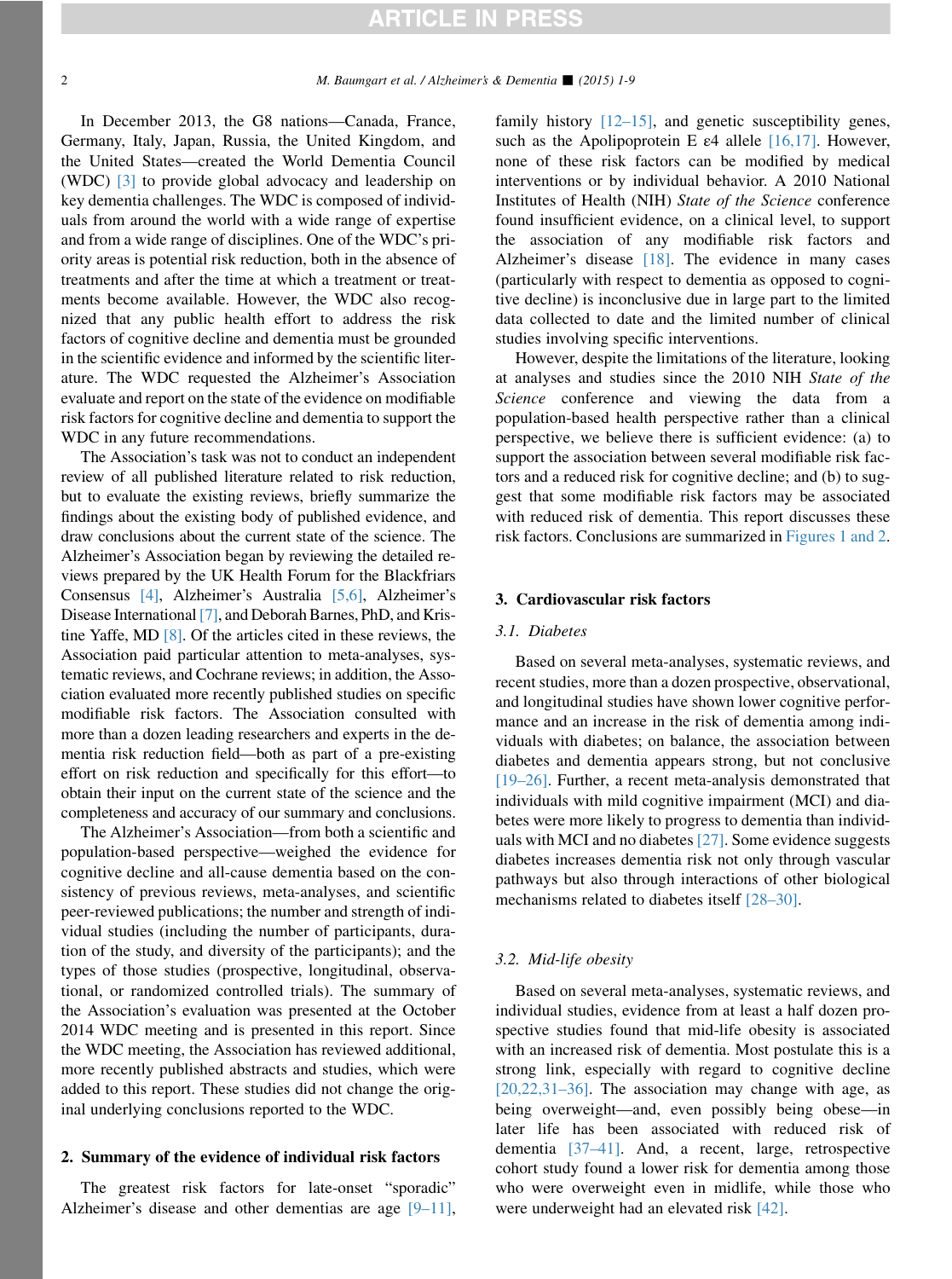In December 2013, the G8 nations—Canada, France, Germany, Italy, Japan, Russia, the United Kingdom, and the United States—created the World Dementia Council (WDC) [3] to provide global advocacy and leadership on key dementia challenges. The WDC is composed of individuals from around the world with a wide range of expertise and from a wide range of disciplines. One of the WDC's priority areas is potential risk reduction, both in the absence of treatments and after the time at which a treatment or treatments become available. However, the WDC also recognized that any public health effort to address the risk factors of cognitive decline and dementia must be grounded in the scientific evidence and informed by the scientific literature. The WDC requested the Alzheimer's Association evaluate and report on the state of the evidence on modifiable risk factors for cognitive decline and dementia to support the WDC in any future recommendations.

The Association's task was not to conduct an independent review of all published literature related to risk reduction, but to evaluate the existing reviews, briefly summarize the findings about the existing body of published evidence, and draw conclusions about the current state of the science. The Alzheimer's Association began by reviewing the detailed reviews prepared by the UK Health Forum for the Blackfriars Consensus [4], Alzheimer's Australia [5,6], Alzheimer's Disease International [7], and Deborah Barnes, PhD, and Kristine Yaffe, MD [8]. Of the articles cited in these reviews, the Association paid particular attention to meta-analyses, systematic reviews, and Cochrane reviews; in addition, the Association evaluated more recently published studies on specific modifiable risk factors. The Association consulted with more than a dozen leading researchers and experts in the dementia risk reduction field—both as part of a pre-existing effort on risk reduction and specifically for this effort—to obtain their input on the current state of the science and the completeness and accuracy of our summary and conclusions.

The Alzheimer's Association—from both a scientific and population-based perspective—weighed the evidence for cognitive decline and all-cause dementia based on the consistency of previous reviews, meta-analyses, and scientific peer-reviewed publications; the number and strength of individual studies (including the number of participants, duration of the study, and diversity of the participants); and the types of those studies (prospective, longitudinal, observational, or randomized controlled trials). The summary of the Association's evaluation was presented at the October 2014 WDC meeting and is presented in this report. Since the WDC meeting, the Association has reviewed additional, more recently published abstracts and studies, which were added to this report. These studies did not change the original underlying conclusions reported to the WDC.

## 2. Summary of the evidence of individual risk factors

The greatest risk factors for late-onset "sporadic" Alzheimer's disease and other dementias are age [9–11], family history [12–15], and genetic susceptibility genes, such as the Apolipoprotein E ε4 allele [16,17]. However, none of these risk factors can be modified by medical interventions or by individual behavior. A 2010 National Institutes of Health (NIH) *State of the Science* conference found insufficient evidence, on a clinical level, to support the association of any modifiable risk factors and Alzheimer's disease [18]. The evidence in many cases (particularly with respect to dementia as opposed to cognitive decline) is inconclusive due in large part to the limited data collected to date and the limited number of clinical studies involving specific interventions.

However, despite the limitations of the literature, looking at analyses and studies since the 2010 NIH *State of the Science* conference and viewing the data from a population-based health perspective rather than a clinical perspective, we believe there is sufficient evidence: (a) to support the association between several modifiable risk factors and a reduced risk for cognitive decline; and (b) to suggest that some modifiable risk factors may be associated with reduced risk of dementia. This report discusses these risk factors. Conclusions are summarized in Figures 1 and 2.

## 3. Cardiovascular risk factors

### 3.1. Diabetes

Based on several meta-analyses, systematic reviews, and recent studies, more than a dozen prospective, observational, and longitudinal studies have shown lower cognitive performance and an increase in the risk of dementia among individuals with diabetes; on balance, the association between diabetes and dementia appears strong, but not conclusive [19–26]. Further, a recent meta-analysis demonstrated that individuals with mild cognitive impairment (MCI) and diabetes were more likely to progress to dementia than individuals with MCI and no diabetes [27]. Some evidence suggests diabetes increases dementia risk not only through vascular pathways but also through interactions of other biological mechanisms related to diabetes itself [28–30].

### 3.2. Mid-life obesity

Based on several meta-analyses, systematic reviews, and individual studies, evidence from at least a half dozen prospective studies found that mid-life obesity is associated with an increased risk of dementia. Most postulate this is a strong link, especially with regard to cognitive decline [20,22,31–36]. The association may change with age, as being overweight—and, even possibly being obese—in later life has been associated with reduced risk of dementia [37–41]. And, a recent, large, retrospective cohort study found a lower risk for dementia among those who were overweight even in midlife, while those who were underweight had an elevated risk [42].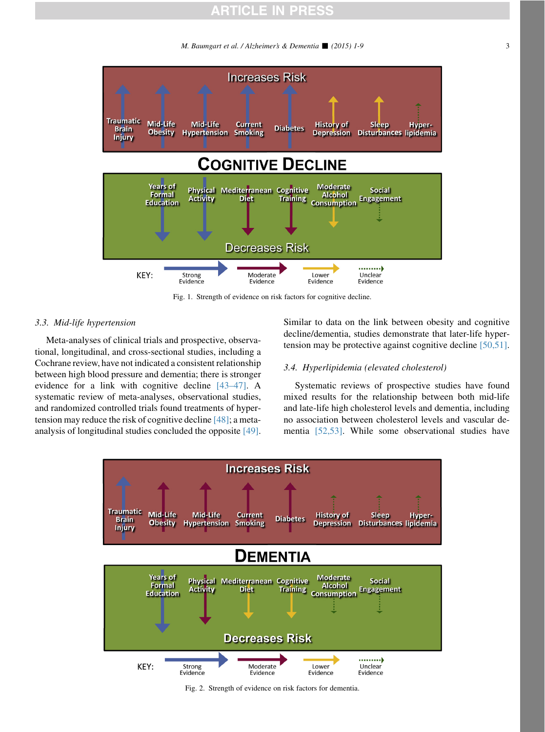Increases Risk

Traumatic Brain Injury
Mid-Life Obesity
Mid-Life Hypertension
Current Smoking
Diabetes
History of Depression
Sleep Disturbances
Hyper-lipidemia

COGNITIVE DECLINE

Years of Formal Education
Physical Activity
Mediterranean Diet
Cognitive Training
Moderate Alcohol Consumption
Social Engagement

Decreases Risk

KEY: Strong Evidence Moderate Evidence Lower Evidence Unclear Evidence

Fig. 1. Strength of evidence on risk factors for cognitive decline.

### 3.3. Mid-life hypertension

Meta-analyses of clinical trials and prospective, observational, longitudinal, and cross-sectional studies, including a Cochrane review, have not indicated a consistent relationship between high blood pressure and dementia; there is stronger evidence for a link with cognitive decline [43–47]. A systematic review of meta-analyses, observational studies, and randomized controlled trials found treatments of hypertension may reduce the risk of cognitive decline [48]; a meta-analysis of longitudinal studies concluded the opposite [49]. Similar to data on the link between obesity and cognitive decline/dementia, studies demonstrate that later-life hypertension may be protective against cognitive decline [50,51].

### 3.4. Hyperlipidemia (elevated cholesterol)

Systematic reviews of prospective studies have found mixed results for the relationship between both mid-life and late-life high cholesterol levels and dementia, including no association between cholesterol levels and vascular dementia [52,53]. While some observational studies have

Increases Risk

Traumatic Brain Injury
Mid-Life Obesity
Mid-Life Hypertension
Current Smoking
Diabetes
History of Depression
Sleep Disturbances
Hyper-lipidemia

DEMENTIA

Years of Formal Education
Physical Activity
Mediterranean Diet
Cognitive Training
Moderate Alcohol Consumption
Social Engagement

Decreases Risk

KEY: Strong Evidence Moderate Evidence Lower Evidence Unclear Evidence

Fig. 2. Strength of evidence on risk factors for dementia.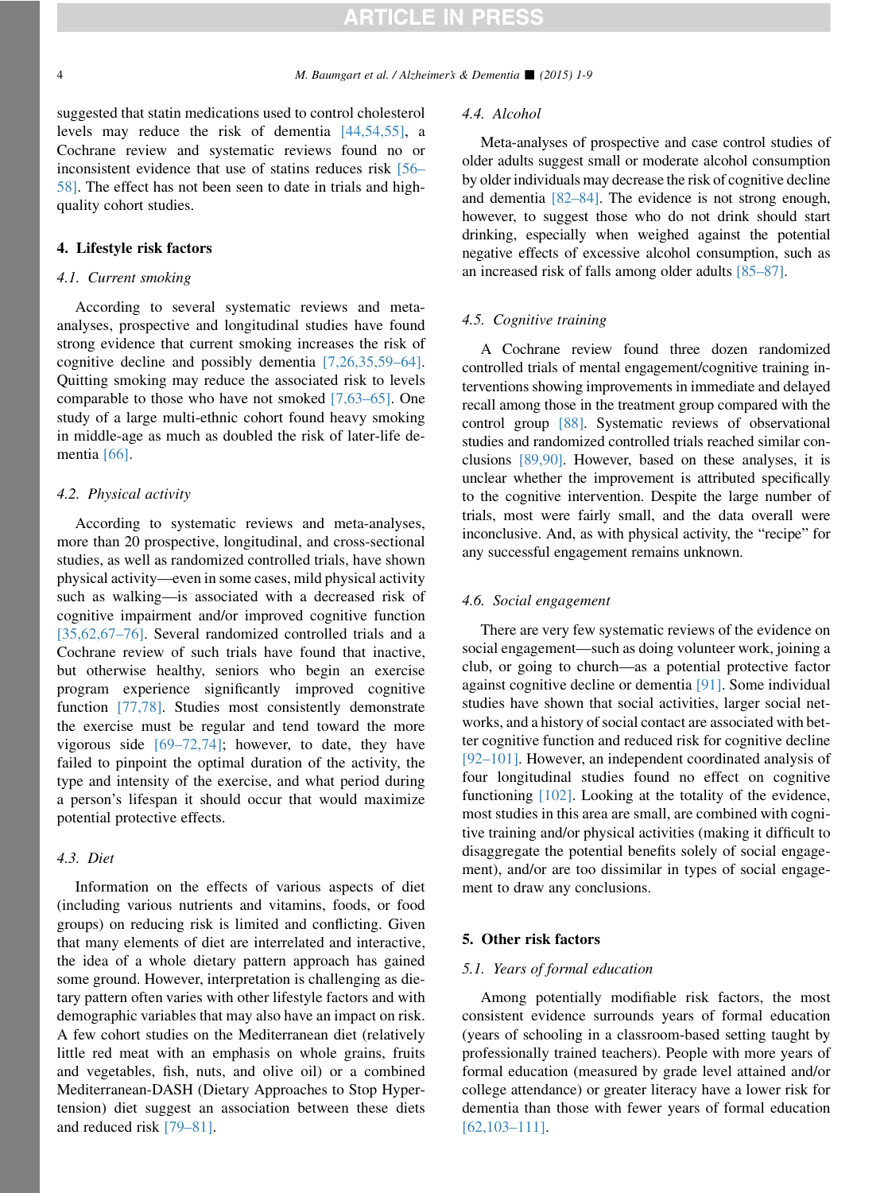suggested that statin medications used to control cholesterol levels may reduce the risk of dementia [44,54,55], a Cochrane review and systematic reviews found no or inconsistent evidence that use of statins reduces risk [56–58]. The effect has not been seen to date in trials and high-quality cohort studies.

## 4. Lifestyle risk factors

### 4.1. Current smoking

According to several systematic reviews and meta-analyses, prospective and longitudinal studies have found strong evidence that current smoking increases the risk of cognitive decline and possibly dementia [7,26,35,59–64]. Quitting smoking may reduce the associated risk to levels comparable to those who have not smoked [7,63–65]. One study of a large multi-ethnic cohort found heavy smoking in middle-age as much as doubled the risk of later-life dementia [66].

### 4.2. Physical activity

According to systematic reviews and meta-analyses, more than 20 prospective, longitudinal, and cross-sectional studies, as well as randomized controlled trials, have shown physical activity—even in some cases, mild physical activity such as walking—is associated with a decreased risk of cognitive impairment and/or improved cognitive function [35,62,67–76]. Several randomized controlled trials and a Cochrane review of such trials have found that inactive, but otherwise healthy, seniors who begin an exercise program experience significantly improved cognitive function [77,78]. Studies most consistently demonstrate the exercise must be regular and tend toward the more vigorous side [69–72,74]; however, to date, they have failed to pinpoint the optimal duration of the activity, the type and intensity of the exercise, and what period during a person's lifespan it should occur that would maximize potential protective effects.

### 4.3. Diet

Information on the effects of various aspects of diet (including various nutrients and vitamins, foods, or food groups) on reducing risk is limited and conflicting. Given that many elements of diet are interrelated and interactive, the idea of a whole dietary pattern approach has gained some ground. However, interpretation is challenging as dietary pattern often varies with other lifestyle factors and with demographic variables that may also have an impact on risk. A few cohort studies on the Mediterranean diet (relatively little red meat with an emphasis on whole grains, fruits and vegetables, fish, nuts, and olive oil) or a combined Mediterranean-DASH (Dietary Approaches to Stop Hypertension) diet suggest an association between these diets and reduced risk [79–81].

### 4.4. Alcohol

Meta-analyses of prospective and case control studies of older adults suggest small or moderate alcohol consumption by older individuals may decrease the risk of cognitive decline and dementia [82–84]. The evidence is not strong enough, however, to suggest those who do not drink should start drinking, especially when weighed against the potential negative effects of excessive alcohol consumption, such as an increased risk of falls among older adults [85–87].

### 4.5. Cognitive training

A Cochrane review found three dozen randomized controlled trials of mental engagement/cognitive training interventions showing improvements in immediate and delayed recall among those in the treatment group compared with the control group [88]. Systematic reviews of observational studies and randomized controlled trials reached similar conclusions [89,90]. However, based on these analyses, it is unclear whether the improvement is attributed specifically to the cognitive intervention. Despite the large number of trials, most were fairly small, and the data overall were inconclusive. And, as with physical activity, the "recipe" for any successful engagement remains unknown.

### 4.6. Social engagement

There are very few systematic reviews of the evidence on social engagement—such as doing volunteer work, joining a club, or going to church—as a potential protective factor against cognitive decline or dementia [91]. Some individual studies have shown that social activities, larger social networks, and a history of social contact are associated with better cognitive function and reduced risk for cognitive decline [92–101]. However, an independent coordinated analysis of four longitudinal studies found no effect on cognitive functioning [102]. Looking at the totality of the evidence, most studies in this area are small, are combined with cognitive training and/or physical activities (making it difficult to disaggregate the potential benefits solely of social engagement), and/or are too dissimilar in types of social engagement to draw any conclusions.

## 5. Other risk factors

### 5.1. Years of formal education

Among potentially modifiable risk factors, the most consistent evidence surrounds years of formal education (years of schooling in a classroom-based setting taught by professionally trained teachers). People with more years of formal education (measured by grade level attained and/or college attendance) or greater literacy have a lower risk for dementia than those with fewer years of formal education [62,103–111].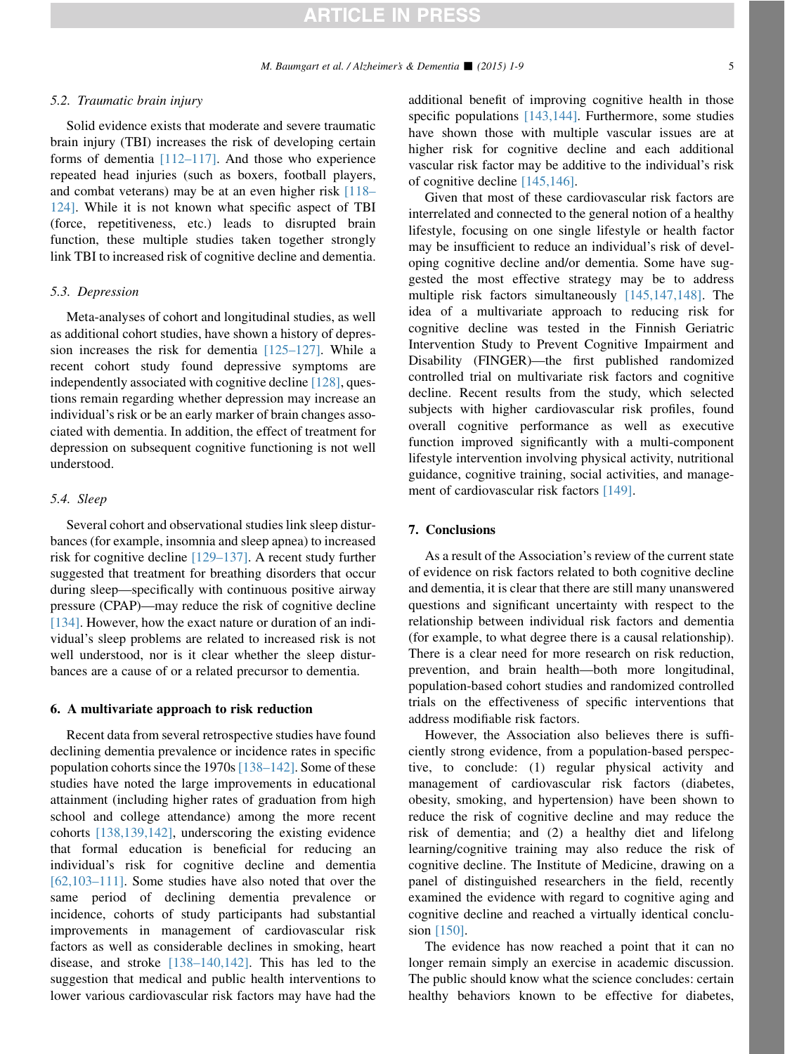### 5.2. Traumatic brain injury

Solid evidence exists that moderate and severe traumatic brain injury (TBI) increases the risk of developing certain forms of dementia [112–117]. And those who experience repeated head injuries (such as boxers, football players, and combat veterans) may be at an even higher risk [118–124]. While it is not known what specific aspect of TBI (force, repetitiveness, etc.) leads to disrupted brain function, these multiple studies taken together strongly link TBI to increased risk of cognitive decline and dementia.

### 5.3. Depression

Meta-analyses of cohort and longitudinal studies, as well as additional cohort studies, have shown a history of depression increases the risk for dementia [125–127]. While a recent cohort study found depressive symptoms are independently associated with cognitive decline [128], questions remain regarding whether depression may increase an individual's risk or be an early marker of brain changes associated with dementia. In addition, the effect of treatment for depression on subsequent cognitive functioning is not well understood.

### 5.4. Sleep

Several cohort and observational studies link sleep disturbances (for example, insomnia and sleep apnea) to increased risk for cognitive decline [129–137]. A recent study further suggested that treatment for breathing disorders that occur during sleep—specifically with continuous positive airway pressure (CPAP)—may reduce the risk of cognitive decline [134]. However, how the exact nature or duration of an individual's sleep problems are related to increased risk is not well understood, nor is it clear whether the sleep disturbances are a cause of or a related precursor to dementia.

## 6. A multivariate approach to risk reduction

Recent data from several retrospective studies have found declining dementia prevalence or incidence rates in specific population cohorts since the 1970s [138–142]. Some of these studies have noted the large improvements in educational attainment (including higher rates of graduation from high school and college attendance) among the more recent cohorts [138,139,142], underscoring the existing evidence that formal education is beneficial for reducing an individual's risk for cognitive decline and dementia [62,103–111]. Some studies have also noted that over the same period of declining dementia prevalence or incidence, cohorts of study participants had substantial improvements in management of cardiovascular risk factors as well as considerable declines in smoking, heart disease, and stroke [138–140,142]. This has led to the suggestion that medical and public health interventions to lower various cardiovascular risk factors may have had the additional benefit of improving cognitive health in those specific populations [143,144]. Furthermore, some studies have shown those with multiple vascular issues are at higher risk for cognitive decline and each additional vascular risk factor may be additive to the individual's risk of cognitive decline [145,146].

Given that most of these cardiovascular risk factors are interrelated and connected to the general notion of a healthy lifestyle, focusing on one single lifestyle or health factor may be insufficient to reduce an individual's risk of developing cognitive decline and/or dementia. Some have suggested the most effective strategy may be to address multiple risk factors simultaneously [145,147,148]. The idea of a multivariate approach to reducing risk for cognitive decline was tested in the Finnish Geriatric Intervention Study to Prevent Cognitive Impairment and Disability (FINGER)—the first published randomized controlled trial on multivariate risk factors and cognitive decline. Recent results from the study, which selected subjects with higher cardiovascular risk profiles, found overall cognitive performance as well as executive function improved significantly with a multi-component lifestyle intervention involving physical activity, nutritional guidance, cognitive training, social activities, and management of cardiovascular risk factors [149].

## 7. Conclusions

As a result of the Association's review of the current state of evidence on risk factors related to both cognitive decline and dementia, it is clear that there are still many unanswered questions and significant uncertainty with respect to the relationship between individual risk factors and dementia (for example, to what degree there is a causal relationship). There is a clear need for more research on risk reduction, prevention, and brain health—both more longitudinal, population-based cohort studies and randomized controlled trials on the effectiveness of specific interventions that address modifiable risk factors.

However, the Association also believes there is sufficiently strong evidence, from a population-based perspective, to conclude: (1) regular physical activity and management of cardiovascular risk factors (diabetes, obesity, smoking, and hypertension) have been shown to reduce the risk of cognitive decline and may reduce the risk of dementia; and (2) a healthy diet and lifelong learning/cognitive training may also reduce the risk of cognitive decline. The Institute of Medicine, drawing on a panel of distinguished researchers in the field, recently examined the evidence with regard to cognitive aging and cognitive decline and reached a virtually identical conclusion [150].

The evidence has now reached a point that it can no longer remain simply an exercise in academic discussion. The public should know what the science concludes: certain healthy behaviors known to be effective for diabetes,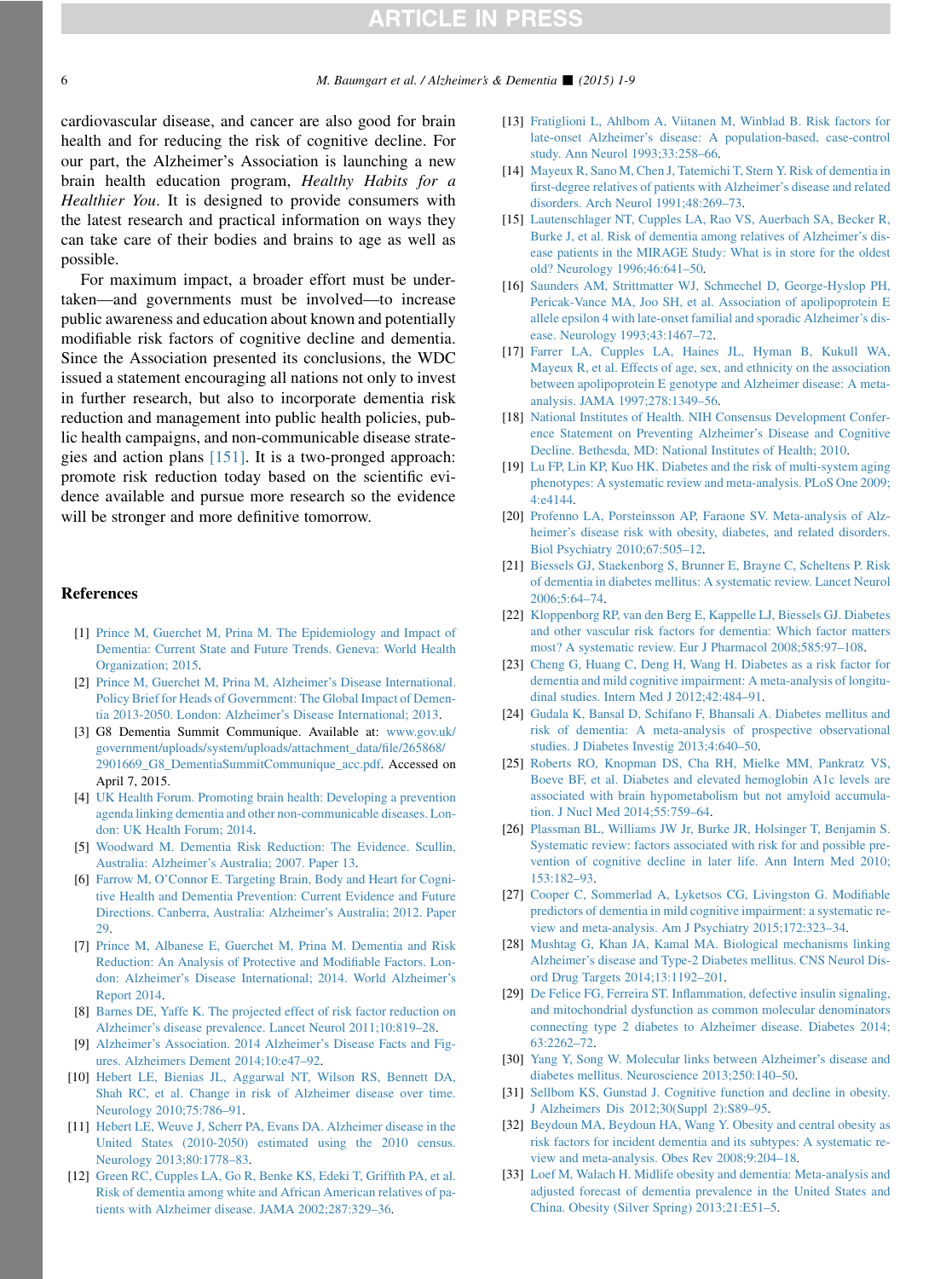cardiovascular disease, and cancer are also good for brain health and for reducing the risk of cognitive decline. For our part, the Alzheimer's Association is launching a new brain health education program, *Healthy Habits for a Healthier You*. It is designed to provide consumers with the latest research and practical information on ways they can take care of their bodies and brains to age as well as possible.

For maximum impact, a broader effort must be undertaken—and governments must be involved—to increase public awareness and education about known and potentially modifiable risk factors of cognitive decline and dementia. Since the Association presented its conclusions, the WDC issued a statement encouraging all nations not only to invest in further research, but also to incorporate dementia risk reduction and management into public health policies, public health campaigns, and non-communicable disease strategies and action plans [151]. It is a two-pronged approach: promote risk reduction today based on the scientific evidence available and pursue more research so the evidence will be stronger and more definitive tomorrow.

## References

[1] Prince M, Guerchet M, Prina M. The Epidemiology and Impact of Dementia: Current State and Future Trends. Geneva: World Health Organization; 2015.

[2] Prince M, Guerchet M, Prina M, Alzheimer's Disease International. Policy Brief for Heads of Government: The Global Impact of Dementia 2013-2050. London: Alzheimer's Disease International; 2013.

[3] G8 Dementia Summit Communique. Available at: www.gov.uk/government/uploads/system/uploads/attachment_data/file/265868/2901669_G8_DementiaSummitCommunique_acc.pdf. Accessed on April 7, 2015.

[4] UK Health Forum. Promoting brain health: Developing a prevention agenda linking dementia and other non-communicable diseases. London: UK Health Forum; 2014.

[5] Woodward M. Dementia Risk Reduction: The Evidence. Scullin, Australia: Alzheimer's Australia; 2007. Paper 13.

[6] Farrow M, O'Connor E. Targeting Brain, Body and Heart for Cognitive Health and Dementia Prevention: Current Evidence and Future Directions. Canberra, Australia: Alzheimer's Australia; 2012. Paper 29.

[7] Prince M, Albanese E, Guerchet M, Prina M. Dementia and Risk Reduction: An Analysis of Protective and Modifiable Factors. London: Alzheimer's Disease International; 2014. World Alzheimer's Report 2014.

[8] Barnes DE, Yaffe K. The projected effect of risk factor reduction on Alzheimer's disease prevalence. Lancet Neurol 2011;10:819–28.

[9] Alzheimer's Association. 2014 Alzheimer's Disease Facts and Figures. Alzheimers Dement 2014;10:e47–92.

[10] Hebert LE, Bienias JL, Aggarwal NT, Wilson RS, Bennett DA, Shah RC, et al. Change in risk of Alzheimer disease over time. Neurology 2010;75:786–91.

[11] Hebert LE, Weuve J, Scherr PA, Evans DA. Alzheimer disease in the United States (2010-2050) estimated using the 2010 census. Neurology 2013;80:1778–83.

[12] Green RC, Cupples LA, Go R, Benke KS, Edeki T, Griffith PA, et al. Risk of dementia among white and African American relatives of patients with Alzheimer disease. JAMA 2002;287:329–36.

[13] Fratiglioni L, Ahlbom A, Viitanen M, Winblad B. Risk factors for late-onset Alzheimer's disease: A population-based, case-control study. Ann Neurol 1993;33:258–66.

[14] Mayeux R, Sano M, Chen J, Tatemichi T, Stern Y. Risk of dementia in first-degree relatives of patients with Alzheimer's disease and related disorders. Arch Neurol 1991;48:269–73.

[15] Lautenschlager NT, Cupples LA, Rao VS, Auerbach SA, Becker R, Burke J, et al. Risk of dementia among relatives of Alzheimer's disease patients in the MIRAGE Study: What is in store for the oldest old? Neurology 1996;46:641–50.

[16] Saunders AM, Strittmatter WJ, Schmechel D, George-Hyslop PH, Pericak-Vance MA, Joo SH, et al. Association of apolipoprotein E allele epsilon 4 with late-onset familial and sporadic Alzheimer's disease. Neurology 1993;43:1467–72.

[17] Farrer LA, Cupples LA, Haines JL, Hyman B, Kukull WA, Mayeux R, et al. Effects of age, sex, and ethnicity on the association between apolipoprotein E genotype and Alzheimer disease: A meta-analysis. JAMA 1997;278:1349–56.

[18] National Institutes of Health. NIH Consensus Development Conference Statement on Preventing Alzheimer's Disease and Cognitive Decline. Bethesda, MD: National Institutes of Health; 2010.

[19] Lu FP, Lin KP, Kuo HK. Diabetes and the risk of multi-system aging phenotypes: A systematic review and meta-analysis. PLoS One 2009;4:e4144.

[20] Profenno LA, Porsteinsson AP, Faraone SV. Meta-analysis of Alzheimer's disease risk with obesity, diabetes, and related disorders. Biol Psychiatry 2010;67:505–12.

[21] Biessels GJ, Staekenborg S, Brunner E, Brayne C, Scheltens P. Risk of dementia in diabetes mellitus: A systematic review. Lancet Neurol 2006;5:64–74.

[22] Kloppenborg RP, van den Berg E, Kappelle LJ, Biessels GJ. Diabetes and other vascular risk factors for dementia: Which factor matters most? A systematic review. Eur J Pharmacol 2008;585:97–108.

[23] Cheng G, Huang C, Deng H, Wang H. Diabetes as a risk factor for dementia and mild cognitive impairment: A meta-analysis of longitudinal studies. Intern Med J 2012;42:484–91.

[24] Gudala K, Bansal D, Schifano F, Bhansali A. Diabetes mellitus and risk of dementia: A meta-analysis of prospective observational studies. J Diabetes Investig 2013;4:640–50.

[25] Roberts RO, Knopman DS, Cha RH, Mielke MM, Pankratz VS, Boeve BF, et al. Diabetes and elevated hemoglobin A1c levels are associated with brain hypometabolism but not amyloid accumulation. J Nucl Med 2014;55:759–64.

[26] Plassman BL, Williams JW Jr, Burke JR, Holsinger T, Benjamin S. Systematic review: factors associated with risk for and possible prevention of cognitive decline in later life. Ann Intern Med 2010;153:182–93.

[27] Cooper C, Sommerlad A, Lyketsos CG, Livingston G. Modifiable predictors of dementia in mild cognitive impairment: a systematic review and meta-analysis. Am J Psychiatry 2015;172:323–34.

[28] Mushtag G, Khan JA, Kamal MA. Biological mechanisms linking Alzheimer's disease and Type-2 Diabetes mellitus. CNS Neurol Disord Drug Targets 2014;13:1192–201.

[29] De Felice FG, Ferreira ST. Inflammation, defective insulin signaling, and mitochondrial dysfunction as common molecular denominators connecting type 2 diabetes to Alzheimer disease. Diabetes 2014;63:2262–72.

[30] Yang Y, Song W. Molecular links between Alzheimer's disease and diabetes mellitus. Neuroscience 2013;250:140–50.

[31] Sellbom KS, Gunstad J. Cognitive function and decline in obesity. J Alzheimers Dis 2012;30(Suppl 2):S89–95.

[32] Beydoun MA, Beydoun HA, Wang Y. Obesity and central obesity as risk factors for incident dementia and its subtypes: A systematic review and meta-analysis. Obes Rev 2008;9:204–18.

[33] Loef M, Walach H. Midlife obesity and dementia: Meta-analysis and adjusted forecast of dementia prevalence in the United States and China. Obesity (Silver Spring) 2013;21:E51–5.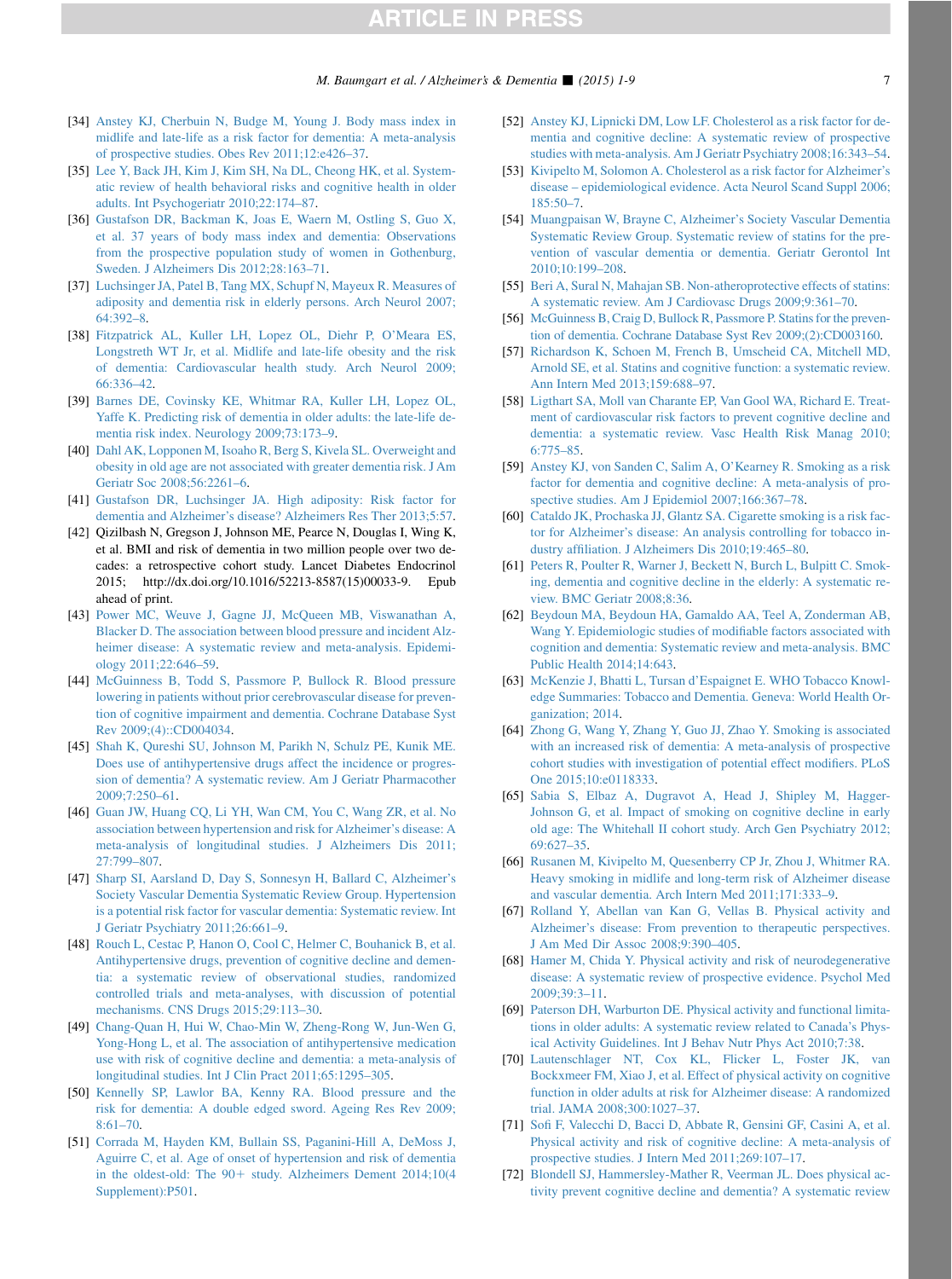[34] Anstey KJ, Cherbuin N, Budge M, Young J. Body mass index in midlife and late-life as a risk factor for dementia: A meta-analysis of prospective studies. Obes Rev 2011;12:e426–37.

[35] Lee Y, Back JH, Kim J, Kim SH, Na DL, Cheong HK, et al. Systematic review of health behavioral risks and cognitive health in older adults. Int Psychogeriatr 2010;22:174–87.

[36] Gustafson DR, Backman K, Joas E, Waern M, Ostling S, Guo X, et al. 37 years of body mass index and dementia: Observations from the prospective population study of women in Gothenburg, Sweden. J Alzheimers Dis 2012;28:163–71.

[37] Luchsinger JA, Patel B, Tang MX, Schupf N, Mayeux R. Measures of adiposity and dementia risk in elderly persons. Arch Neurol 2007; 64:392–8.

[38] Fitzpatrick AL, Kuller LH, Lopez OL, Diehr P, O'Meara ES, Longstreth WT Jr, et al. Midlife and late-life obesity and the risk of dementia: Cardiovascular health study. Arch Neurol 2009; 66:336–42.

[39] Barnes DE, Covinsky KE, Whitmar RA, Kuller LH, Lopez OL, Yaffe K. Predicting risk of dementia in older adults: the late-life dementia risk index. Neurology 2009;73:173–9.

[40] Dahl AK, Lopponen M, Isoaho R, Berg S, Kivela SL. Overweight and obesity in old age are not associated with greater dementia risk. J Am Geriatr Soc 2008;56:2261–6.

[41] Gustafson DR, Luchsinger JA. High adiposity: Risk factor for dementia and Alzheimer's disease? Alzheimers Res Ther 2013;5:57.

[42] Qizilbash N, Gregson J, Johnson ME, Pearce N, Douglas I, Wing K, et al. BMI and risk of dementia in two million people over two decades: a retrospective cohort study. Lancet Diabetes Endocrinol 2015; http://dx.doi.org/10.1016/52213-8587(15)00033-9. Epub ahead of print.

[43] Power MC, Weuve J, Gagne JJ, McQueen MB, Viswanathan A, Blacker D. The association between blood pressure and incident Alzheimer disease: A systematic review and meta-analysis. Epidemiology 2011;22:646–59.

[44] McGuinness B, Todd S, Passmore P, Bullock R. Blood pressure lowering in patients without prior cerebrovascular disease for prevention of cognitive impairment and dementia. Cochrane Database Syst Rev 2009;(4)::CD004034.

[45] Shah K, Qureshi SU, Johnson M, Parikh N, Schulz PE, Kunik ME. Does use of antihypertensive drugs affect the incidence or progression of dementia? A systematic review. Am J Geriatr Pharmacother 2009;7:250–61.

[46] Guan JW, Huang CQ, Li YH, Wan CM, You C, Wang ZR, et al. No association between hypertension and risk for Alzheimer's disease: A meta-analysis of longitudinal studies. J Alzheimers Dis 2011; 27:799–807.

[47] Sharp SI, Aarsland D, Day S, Sonnesyn H, Ballard C, Alzheimer's Society Vascular Dementia Systematic Review Group. Hypertension is a potential risk factor for vascular dementia: Systematic review. Int J Geriatr Psychiatry 2011;26:661–9.

[48] Rouch L, Cestac P, Hanon O, Cool C, Helmer C, Bouhanick B, et al. Antihypertensive drugs, prevention of cognitive decline and dementia: a systematic review of observational studies, randomized controlled trials and meta-analyses, with discussion of potential mechanisms. CNS Drugs 2015;29:113–30.

[49] Chang-Quan H, Hui W, Chao-Min W, Zheng-Rong W, Jun-Wen G, Yong-Hong L, et al. The association of antihypertensive medication use with risk of cognitive decline and dementia: a meta-analysis of longitudinal studies. Int J Clin Pract 2011;65:1295–305.

[50] Kennelly SP, Lawlor BA, Kenny RA. Blood pressure and the risk for dementia: A double edged sword. Ageing Res Rev 2009; 8:61–70.

[51] Corrada M, Hayden KM, Bullain SS, Paganini-Hill A, DeMoss J, Aguirre C, et al. Age of onset of hypertension and risk of dementia in the oldest-old: The 90+ study. Alzheimers Dement 2014;10(4 Supplement):P501.

[52] Anstey KJ, Lipnicki DM, Low LF. Cholesterol as a risk factor for dementia and cognitive decline: A systematic review of prospective studies with meta-analysis. Am J Geriatr Psychiatry 2008;16:343–54.

[53] Kivipelto M, Solomon A. Cholesterol as a risk factor for Alzheimer's disease – epidemiological evidence. Acta Neurol Scand Suppl 2006; 185:50–7.

[54] Muangpaisan W, Brayne C, Alzheimer's Society Vascular Dementia Systematic Review Group. Systematic review of statins for the prevention of vascular dementia or dementia. Geriatr Gerontol Int 2010;10:199–208.

[55] Beri A, Sural N, Mahajan SB. Non-atheroprotective effects of statins: A systematic review. Am J Cardiovasc Drugs 2009;9:361–70.

[56] McGuinness B, Craig D, Bullock R, Passmore P. Statins for the prevention of dementia. Cochrane Database Syst Rev 2009;(2):CD003160.

[57] Richardson K, Schoen M, French B, Umscheid CA, Mitchell MD, Arnold SE, et al. Statins and cognitive function: a systematic review. Ann Intern Med 2013;159:688–97.

[58] Ligthart SA, Moll van Charante EP, Van Gool WA, Richard E. Treatment of cardiovascular risk factors to prevent cognitive decline and dementia: a systematic review. Vasc Health Risk Manag 2010; 6:775–85.

[59] Anstey KJ, von Sanden C, Salim A, O'Kearney R. Smoking as a risk factor for dementia and cognitive decline: A meta-analysis of prospective studies. Am J Epidemiol 2007;166:367–78.

[60] Cataldo JK, Prochaska JJ, Glantz SA. Cigarette smoking is a risk factor for Alzheimer's disease: An analysis controlling for tobacco industry affiliation. J Alzheimers Dis 2010;19:465–80.

[61] Peters R, Poulter R, Warner J, Beckett N, Burch L, Bulpitt C. Smoking, dementia and cognitive decline in the elderly: A systematic review. BMC Geriatr 2008;8:36.

[62] Beydoun MA, Beydoun HA, Gamaldo AA, Teel A, Zonderman AB, Wang Y. Epidemiologic studies of modifiable factors associated with cognition and dementia: Systematic review and meta-analysis. BMC Public Health 2014;14:643.

[63] McKenzie J, Bhatti L, Tursan d'Espaignet E. WHO Tobacco Knowledge Summaries: Tobacco and Dementia. Geneva: World Health Organization; 2014.

[64] Zhong G, Wang Y, Zhang Y, Guo JJ, Zhao Y. Smoking is associated with an increased risk of dementia: A meta-analysis of prospective cohort studies with investigation of potential effect modifiers. PLoS One 2015;10:e0118333.

[65] Sabia S, Elbaz A, Dugravot A, Head J, Shipley M, Hagger-Johnson G, et al. Impact of smoking on cognitive decline in early old age: The Whitehall II cohort study. Arch Gen Psychiatry 2012; 69:627–35.

[66] Rusanen M, Kivipelto M, Quesenberry CP Jr, Zhou J, Whitmer RA. Heavy smoking in midlife and long-term risk of Alzheimer disease and vascular dementia. Arch Intern Med 2011;171:333–9.

[67] Rolland Y, Abellan van Kan G, Vellas B. Physical activity and Alzheimer's disease: From prevention to therapeutic perspectives. J Am Med Dir Assoc 2008;9:390–405.

[68] Hamer M, Chida Y. Physical activity and risk of neurodegenerative disease: A systematic review of prospective evidence. Psychol Med 2009;39:3–11.

[69] Paterson DH, Warburton DE. Physical activity and functional limitations in older adults: A systematic review related to Canada's Physical Activity Guidelines. Int J Behav Nutr Phys Act 2010;7:38.

[70] Lautenschlager NT, Cox KL, Flicker L, Foster JK, van Bockxmeer FM, Xiao J, et al. Effect of physical activity on cognitive function in older adults at risk for Alzheimer disease: A randomized trial. JAMA 2008;300:1027–37.

[71] Sofi F, Valecchi D, Bacci D, Abbate R, Gensini GF, Casini A, et al. Physical activity and risk of cognitive decline: A meta-analysis of prospective studies. J Intern Med 2011;269:107–17.

[72] Blondell SJ, Hammersley-Mather R, Veerman JL. Does physical activity prevent cognitive decline and dementia? A systematic review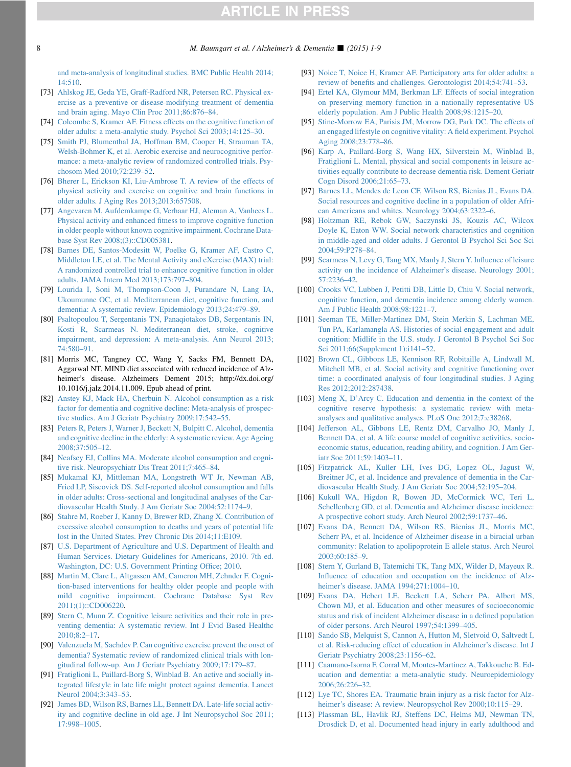and meta-analysis of longitudinal studies. BMC Public Health 2014; 14:510.

[73] Ahlskog JE, Geda YE, Graff-Radford NR, Petersen RC. Physical exercise as a preventive or disease-modifying treatment of dementia and brain aging. Mayo Clin Proc 2011;86:876–84.

[74] Colcombe S, Kramer AF. Fitness effects on the cognitive function of older adults: a meta-analytic study. Psychol Sci 2003;14:125–30.

[75] Smith PJ, Blumenthal JA, Hoffman BM, Cooper H, Strauman TA, Welsh-Bohmer K, et al. Aerobic exercise and neurocognitive performance: a meta-analytic review of randomized controlled trials. Psychosom Med 2010;72:239–52.

[76] Bherer L, Erickson KI, Liu-Ambrose T. A review of the effects of physical activity and exercise on cognitive and brain functions in older adults. J Aging Res 2013;2013:657508.

[77] Angevaren M, Aufdemkampe G, Verhaar HJ, Aleman A, Vanhees L. Physical activity and enhanced fitness to improve cognitive function in older people without known cognitive impairment. Cochrane Database Syst Rev 2008;(3)::CD005381.

[78] Barnes DE, Santos-Modesitt W, Poelke G, Kramer AF, Castro C, Middleton LE, et al. The Mental Activity and eXercise (MAX) trial: A randomized controlled trial to enhance cognitive function in older adults. JAMA Intern Med 2013;173:797–804.

[79] Lourida I, Soni M, Thompson-Coon J, Purandare N, Lang IA, Ukoumunne OC, et al. Mediterranean diet, cognitive function, and dementia: A systematic review. Epidemiology 2013;24:479–89.

[80] Psaltopoulou T, Sergentanis TN, Panaqiotakos DB, Sergentanis IN, Kosti R, Scarmeas N. Mediterranean diet, stroke, cognitive impairment, and depression: A meta-analysis. Ann Neurol 2013; 74:580–91.

[81] Morris MC, Tangney CC, Wang Y, Sacks FM, Bennett DA, Aggarwal NT. MIND diet associated with reduced incidence of Alzheimer's disease. Alzheimers Dement 2015; http://dx.doi.org/10.1016/j.jalz.2014.11.009. Epub ahead of print.

[82] Anstey KJ, Mack HA, Cherbuin N. Alcohol consumption as a risk factor for dementia and cognitive decline: Meta-analysis of prospective studies. Am J Geriatr Psychiatry 2009;17:542–55.

[83] Peters R, Peters J, Warner J, Beckett N, Bulpitt C. Alcohol, dementia and cognitive decline in the elderly: A systematic review. Age Ageing 2008;37:505–12.

[84] Neafsey EJ, Collins MA. Moderate alcohol consumption and cognitive risk. Neuropsychiatr Dis Treat 2011;7:465–84.

[85] Mukamal KJ, Mittleman MA, Longstreth WT Jr, Newman AB, Fried LP, Siscovick DS. Self-reported alcohol consumption and falls in older adults: Cross-sectional and longitudinal analyses of the Cardiovascular Health Study. J Am Geriatr Soc 2004;52:1174–9.

[86] Stahre M, Roeber J, Kanny D, Brewer RD, Zhang X. Contribution of excessive alcohol consumption to deaths and years of potential life lost in the United States. Prev Chronic Dis 2014;11:E109.

[87] U.S. Department of Agriculture and U.S. Department of Health and Human Services. Dietary Guidelines for Americans, 2010. 7th ed. Washington, DC: U.S. Government Printing Office; 2010.

[88] Martin M, Clare L, Altgassen AM, Cameron MH, Zehnder F. Cognition-based interventions for healthy older people and people with mild cognitive impairment. Cochrane Database Syst Rev 2011;(1)::CD006220.

[89] Stern C, Munn Z. Cognitive leisure activities and their role in preventing dementia: A systematic review. Int J Evid Based Healthc 2010;8:2–17.

[90] Valenzuela M, Sachdev P. Can cognitive exercise prevent the onset of dementia? Systematic review of randomized clinical trials with longitudinal follow-up. Am J Geriatr Psychiatry 2009;17:179–87.

[91] Fratiglioni L, Paillard-Borg S, Winblad B. An active and socially integrated lifestyle in late life might protect against dementia. Lancet Neurol 2004;3:343–53.

[92] James BD, Wilson RS, Barnes LL, Bennett DA. Late-life social activity and cognitive decline in old age. J Int Neuropsychol Soc 2011; 17:998–1005.

[93] Noice T, Noice H, Kramer AF. Participatory arts for older adults: a review of benefits and challenges. Gerontologist 2014;54:741–53.

[94] Ertel KA, Glymour MM, Berkman LF. Effects of social integration on preserving memory function in a nationally representative US elderly population. Am J Public Health 2008;98:1215–20.

[95] Stine-Morrow EA, Parisis JM, Morrow DG, Park DC. The effects of an engaged lifestyle on cognitive vitality: A field experiment. Psychol Aging 2008;23:778–86.

[96] Karp A, Paillard-Borg S, Wang HX, Silverstein M, Winblad B, Fratiglioni L. Mental, physical and social components in leisure activities equally contribute to decrease dementia risk. Dement Geriatr Cogn Disord 2006;21:65–73.

[97] Barnes LL, Mendes de Leon CF, Wilson RS, Bienias JL, Evans DA. Social resources and cognitive decline in a population of older African Americans and whites. Neurology 2004;63:2322–6.

[98] Holtzman RE, Rebok GW, Saczynski JS, Kouzis AC, Wilcox Doyle K, Eaton WW. Social network characteristics and cognition in middle-aged and older adults. J Gerontol B Psychol Sci Soc Sci 2004;59:P278–84.

[99] Scarmeas N, Levy G, Tang MX, Manly J, Stern Y. Influence of leisure activity on the incidence of Alzheimer's disease. Neurology 2001; 57:2236–42.

[100] Crooks VC, Lubben J, Petitti DB, Little D, Chiu V. Social network, cognitive function, and dementia incidence among elderly women. Am J Public Health 2008;98:1221–7.

[101] Seeman TE, Miller-Martinez DM, Stein Merkin S, Lachman ME, Tun PA, Karlamangla AS. Histories of social engagement and adult cognition: Midlife in the U.S. study. J Gerontol B Psychol Sci Soc Sci 2011;66(Supplement 1):i141–52.

[102] Brown CL, Gibbons LE, Kennison RF, Robitaille A, Lindwall M, Mitchell MB, et al. Social activity and cognitive functioning over time: a coordinated analysis of four longitudinal studies. J Aging Res 2012;2012:287438.

[103] Meng X, D'Arcy C. Education and dementia in the context of the cognitive reserve hypothesis: a systematic review with meta-analyses and qualitative analyses. PLoS One 2012;7:e38268.

[104] Jefferson AL, Gibbons LE, Rentz DM, Carvalho JO, Manly J, Bennett DA, et al. A life course model of cognitive activities, socioeconomic status, education, reading ability, and cognition. J Am Geriatr Soc 2011;59:1403–11.

[105] Fitzpatrick AL, Kuller LH, Ives DG, Lopez OL, Jagust W, Breitner JC, et al. Incidence and prevalence of dementia in the Cardiovascular Health Study. J Am Geriatr Soc 2004;52:195–204.

[106] Kukull WA, Higdon R, Bowen JD, McCormick WC, Teri L, Schellenberg GD, et al. Dementia and Alzheimer disease incidence: A prospective cohort study. Arch Neurol 2002;59:1737–46.

[107] Evans DA, Bennett DA, Wilson RS, Bienias JL, Morris MC, Scherr PA, et al. Incidence of Alzheimer disease in a biracial urban community: Relation to apolipoprotein E allele status. Arch Neurol 2003;60:185–9.

[108] Stern Y, Gurland B, Tatemichi TK, Tang MX, Wilder D, Mayeux R. Influence of education and occupation on the incidence of Alzheimer's disease. JAMA 1994;271:1004–10.

[109] Evans DA, Hebert LE, Beckett LA, Scherr PA, Albert MS, Chown MJ, et al. Education and other measures of socioeconomic status and risk of incident Alzheimer disease in a defined population of older persons. Arch Neurol 1997;54:1399–405.

[110] Sando SB, Melquist S, Cannon A, Hutton M, Sletvoid O, Saltvedt I, et al. Risk-reducing effect of education in Alzheimer's disease. Int J Geriatr Psychiatry 2008;23:1156–62.

[111] Caamano-Isorna F, Corral M, Montes-Martinez A, Takkouche B. Education and dementia: a meta-analytic study. Neuroepidemiology 2006;26:226–32.

[112] Lye TC, Shores EA. Traumatic brain injury as a risk factor for Alzheimer's disease: A review. Neuropsychol Rev 2000;10:115–29.

[113] Plassman BL, Havlik RJ, Steffens DC, Helms MJ, Newman TN, Drosdick D, et al. Documented head injury in early adulthood and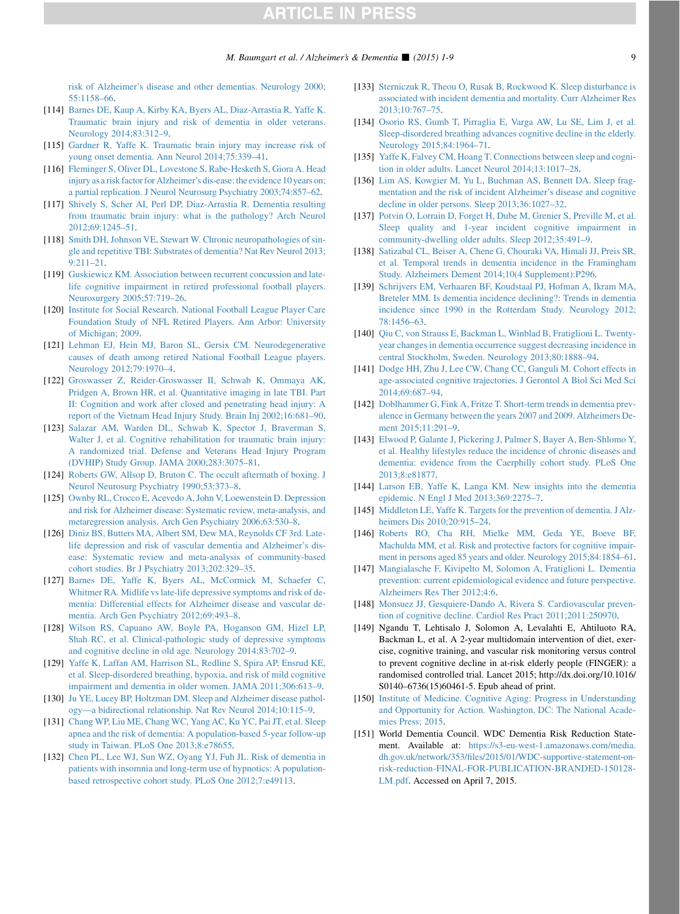risk of Alzheimer's disease and other dementias. Neurology 2000; 55:1158–66.

[114] Barnes DE, Kaup A, Kirby KA, Byers AL, Diaz-Arrastia R, Yaffe K. Traumatic brain injury and risk of dementia in older veterans. Neurology 2014;83:312–9.

[115] Gardner R, Yaffe K. Traumatic brain injury may increase risk of young onset dementia. Ann Neurol 2014;75:339–41.

[116] Fleminger S, Oliver DL, Lovestone S, Rabe-Hesketh S, Giora A. Head injury as a risk factor for Alzheimer's dis-ease: the evidence 10 years on; a partial replication. J Neurol Neurosurg Psychiatry 2003;74:857–62.

[117] Shively S, Scher AI, Perl DP, Diaz-Arrastia R. Dementia resulting from traumatic brain injury: what is the pathology? Arch Neurol 2012;69:1245–51.

[118] Smith DH, Johnson VE, Stewart W. Chronic neuropathologies of single and repetitive TBI: Substrates of dementia? Nat Rev Neurol 2013; 9:211–21.

[119] Guskiewicz KM. Association between recurrent concussion and late-life cognitive impairment in retired professional football players. Neurosurgery 2005;57:719–26.

[120] Institute for Social Research. National Football League Player Care Foundation Study of NFL Retired Players. Ann Arbor: University of Michigan; 2009.

[121] Lehman EJ, Hein MJ, Baron SL, Gersix CM. Neurodegenerative causes of death among retired National Football League players. Neurology 2012;79:1970–4.

[122] Groswasser Z, Reider-Groswasser II, Schwab K, Ommaya AK, Pridgen A, Brown HR, et al. Quantitative imaging in late TBI. Part II: Cognition and work after closed and penetrating head injury: A report of the Vietnam Head Injury Study. Brain Inj 2002;16:681–90.

[123] Salazar AM, Warden DL, Schwab K, Spector J, Braverman S, Walter J, et al. Cognitive rehabilitation for traumatic brain injury: A randomized trial. Defense and Veterans Head Injury Program (DVHIP) Study Group. JAMA 2000;283:3075–81.

[124] Roberts GW, Allsop D, Bruton C. The occult aftermath of boxing. J Neurol Neurosurg Psychiatry 1990;53:373–8.

[125] Ownby RL, Crocco E, Acevedo A, John V, Loewenstein D. Depression and risk for Alzheimer disease: Systematic review, meta-analysis, and metaregression analysis. Arch Gen Psychiatry 2006;63:530–8.

[126] Diniz BS, Butters MA, Albert SM, Dew MA, Reynolds CF 3rd. Late-life depression and risk of vascular dementia and Alzheimer's disease: Systematic review and meta-analysis of community-based cohort studies. Br J Psychiatry 2013;202:329–35.

[127] Barnes DE, Yaffe K, Byers AL, McCormick M, Schaefer C, Whitmer RA. Midlife vs late-life depressive symptoms and risk of dementia: Differential effects for Alzheimer disease and vascular dementia. Arch Gen Psychiatry 2012;69:493–8.

[128] Wilson RS, Capuano AW, Boyle PA, Hoganson GM, Hizel LP, Shah RC, et al. Clinical-pathologic study of depressive symptoms and cognitive decline in old age. Neurology 2014;83:702–9.

[129] Yaffe K, Laffan AM, Harrison SL, Redline S, Spira AP, Ensrud KE, et al. Sleep-disordered breathing, hypoxia, and risk of mild cognitive impairment and dementia in older women. JAMA 2011;306:613–9.

[130] Ju YE, Lucey BP, Holtzman DM. Sleep and Alzheimer disease pathology—a bidirectional relationship. Nat Rev Neurol 2014;10:115–9.

[131] Chang WP, Liu ME, Chang WC, Yang AC, Ku YC, Pai JT, et al. Sleep apnea and the risk of dementia: A population-based 5-year follow-up study in Taiwan. PLoS One 2013;8:e78655.

[132] Chen PL, Lee WJ, Sun WZ, Oyang YJ, Fuh JL. Risk of dementia in patients with insomnia and long-term use of hypnotics: A population-based retrospective cohort study. PLoS One 2012;7:e49113.

[133] Sterniczuk R, Theou O, Rusak B, Rockwood K. Sleep disturbance is associated with incident dementia and mortality. Curr Alzheimer Res 2013;10:767–75.

[134] Osorio RS, Gumb T, Pirraglia E, Varga AW, Lu SE, Lim J, et al. Sleep-disordered breathing advances cognitive decline in the elderly. Neurology 2015;84:1964–71.

[135] Yaffe K, Falvey CM, Hoang T. Connections between sleep and cognition in older adults. Lancet Neurol 2014;13:1017–28.

[136] Lim AS, Kowgier M, Yu L, Buchman AS, Bennett DA. Sleep fragmentation and the risk of incident Alzheimer's disease and cognitive decline in older persons. Sleep 2013;36:1027–32.

[137] Potvin O, Lorrain D, Forget H, Dube M, Grenier S, Preville M, et al. Sleep quality and 1-year incident cognitive impairment in community-dwelling older adults. Sleep 2012;35:491–9.

[138] Satizabal CL, Beiser A, Chene G, Chouraki VA, Himali JJ, Preis SR, et al. Temporal trends in dementia incidence in the Framingham Study. Alzheimers Dement 2014;10(4 Supplement):P296.

[139] Schrijvers EM, Verhaaren BF, Koudstaal PJ, Hofman A, Ikram MA, Breteler MM. Is dementia incidence declining?: Trends in dementia incidence since 1990 in the Rotterdam Study. Neurology 2012; 78:1456–63.

[140] Qiu C, von Strauss E, Backman L, Winblad B, Fratiglioni L. Twenty-year changes in dementia occurrence suggest decreasing incidence in central Stockholm, Sweden. Neurology 2013;80:1888–94.

[141] Dodge HH, Zhu J, Lee CW, Chang CC, Ganguli M. Cohort effects in age-associated cognitive trajectories. J Gerontol A Biol Sci Med Sci 2014;69:687–94.

[142] Doblhammer G, Fink A, Fritze T. Short-term trends in dementia prevalence in Germany between the years 2007 and 2009. Alzheimers Dement 2015;11:291–9.

[143] Elwood P, Galante J, Pickering J, Palmer S, Bayer A, Ben-Shlomo Y, et al. Healthy lifestyles reduce the incidence of chronic diseases and dementia: evidence from the Caerphilly cohort study. PLoS One 2013;8:e81877.

[144] Larson EB, Yaffe K, Langa KM. New insights into the dementia epidemic. N Engl J Med 2013;369:2275–7.

[145] Middleton LE, Yaffe K. Targets for the prevention of dementia. J Alzheimers Dis 2010;20:915–24.

[146] Roberts RO, Cha RH, Mielke MM, Geda YE, Boeve BF, Machulda MM, et al. Risk and protective factors for cognitive impairment in persons aged 85 years and older. Neurology 2015;84:1854–61.

[147] Mangialasche F, Kivipelto M, Solomon A, Fratiglioni L. Dementia prevention: current epidemiological evidence and future perspective. Alzheimers Res Ther 2012;4:6.

[148] Monsuez JJ, Gesquiere-Dando A, Rivera S. Cardiovascular prevention of cognitive decline. Cardiol Res Pract 2011;2011:250970.

[149] Ngandu T, Lehtisalo J, Solomon A, Levalahti E, Ahtiluoto RA, Backman L, et al. A 2-year multidomain intervention of diet, exercise, cognitive training, and vascular risk monitoring versus control to prevent cognitive decline in at-risk elderly people (FINGER): a randomised controlled trial. Lancet 2015; http://dx.doi.org/10.1016/S0140–6736(15)60461-5. Epub ahead of print.

[150] Institute of Medicine. Cognitive Aging: Progress in Understanding and Opportunity for Action. Washington, DC: The National Academies Press; 2015.

[151] World Dementia Council. WDC Dementia Risk Reduction Statement. Available at: https://s3-eu-west-1.amazonaws.com/media.dh.gov.uk/network/353/files/2015/01/WDC-supportive-statement-on-risk-reduction-FINAL-FOR-PUBLICATION-BRANDED-150128-LM.pdf. Accessed on April 7, 2015.